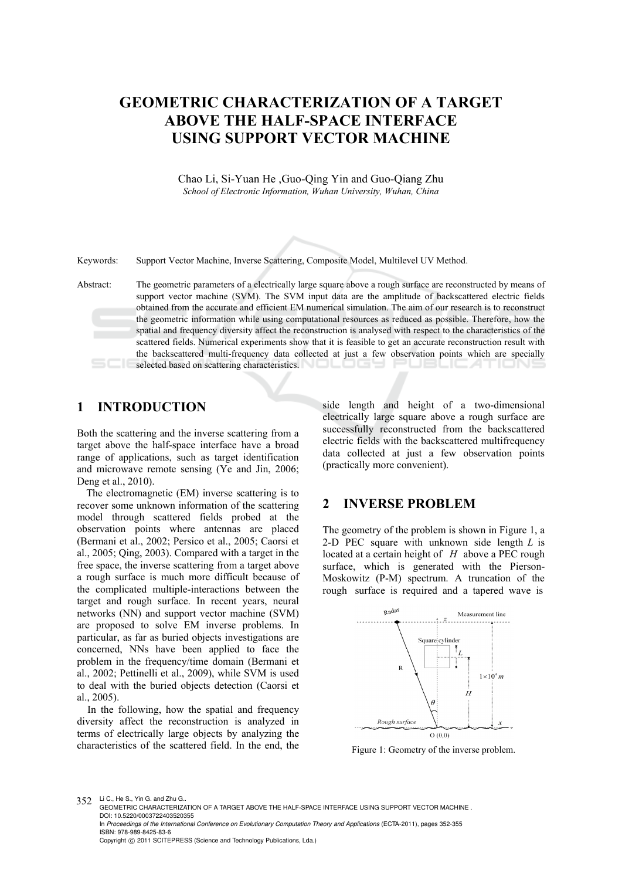# GEOMETRIC CHARACTERIZATION OF A TARGET ABOVE THE HALF-SPACE INTERFACE USING SUPPORT VECTOR MACHINE

Chao Li, Si-Yuan He ,Guo-Qing Yin and Guo-Qiang Zhu

*School of Electronic Information, Wuhan University, Wuhan, China*

Keywords: Support Vector Machine, Inverse Scattering, Composite Model, Multilevel UV Method.

Abstract: The geometric parameters of a electrically large square above a rough surface are reconstructed by means of support vector machine (SVM). The SVM input data are the amplitude of backscattered electric fields obtained from the accurate and efficient EM numerical simulation. The aim of our research is to reconstruct the geometric information while using computational resources as reduced as possible. Therefore, how the spatial and frequency diversity affect the reconstruction is analysed with respect to the characteristics of the scattered fields. Numerical experiments show that it is feasible to get an accurate reconstruction result with the backscattered multi-frequency data collected at just a few observation points which are specially selected based on scattering characteristics.

## 1 INTRODUCTION

Both the scattering and the inverse scattering from a target above the half-space interface have a broad range of applications, such as target identification and microwave remote sensing (Ye and Jin, 2006; Deng et al., 2010).

The electromagnetic (EM) inverse scattering is to recover some unknown information of the scattering model through scattered fields probed at the observation points where antennas are placed (Bermani et al., 2002; Persico et al., 2005; Caorsi et al., 2005; Qing, 2003). Compared with a target in the free space, the inverse scattering from a target above a rough surface is much more difficult because of the complicated multiple-interactions between the target and rough surface. In recent years, neural networks (NN) and support vector machine (SVM) are proposed to solve EM inverse problems. In particular, as far as buried objects investigations are concerned, NNs have been applied to face the problem in the frequency/time domain (Bermani et al., 2002; Pettinelli et al., 2009), while SVM is used to deal with the buried objects detection (Caorsi et al., 2005).

In the following, how the spatial and frequency diversity affect the reconstruction is analyzed in terms of electrically large objects by analyzing the characteristics of the scattered field. In the end, the side length and height of a two-dimensional electrically large square above a rough surface are successfully reconstructed from the backscattered electric fields with the backscattered multifrequency data collected at just a few observation points (practically more convenient).

## 2 INVERSE PROBLEM

The geometry of the problem is shown in Figure 1, a 2-D PEC square with unknown side length $L$ is located at a certain height of $H$ above a PEC rough surface, which is generated with the Pierson-Moskowitz (P-M) spectrum. A truncation of the rough surface is required and a tapered wave is

Figure 1: Geometry of the inverse problem.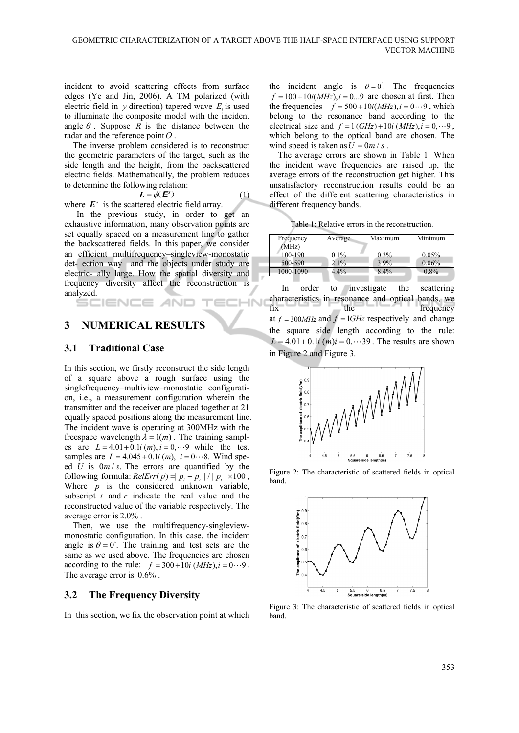incident to avoid scattering effects from surface edges (Ye and Jin, 2006). A TM polarized (with electric field in $y$ direction) tapered wave $E_i$ is used to illuminate the composite model with the incident angle $\theta$. Suppose $R$ is the distance between the radar and the reference point $O$.

The inverse problem considered is to reconstruct the geometric parameters of the target, such as the side length and the height, from the backscattered electric fields. Mathematically, the problem reduces to determine the following relation:

$$\boldsymbol{L} = \phi(\boldsymbol{E}^s) \quad (1)$$

where $\boldsymbol{E}^s$ is the scattered electric field array.

In the previous study, in order to get an exhaustive information, many observation points are set equally spaced on a measurement line to gather the backscattered fields. In this paper, we consider an efficient multifrequency–singleview-monostatic det- ection way and the objects under study are electric- ally large. How the spatial diversity and frequency diversity affect the reconstruction is analyzed.

## 3 NUMERICAL RESULTS

### 3.1 Traditional Case

In this section, we firstly reconstruct the side length of a square above a rough surface using the singlefrequency–multiview–monostatic configurati- on, i.e., a measurement configuration wherein the transmitter and the receiver are placed together at 21 equally spaced positions along the measurement line. The incident wave is operating at 300MHz with the freespace wavelength $\lambda = 1(m)$. The training sampl- es are $L = 4.01 + 0.1i\ (m), i = 0,\cdots 9$ while the test samples are $L = 4.045 + 0.1i\ (m),\ i = 0\cdots 8$. Wind spe- ed $U$ is $0m/s$. The errors are quantified by the following formula: $RelErr(p) = | p_t - p_r | / | p_t | \times 100$, Where $p$ is the considered unknown variable, subscript $t$ and $r$ indicate the real value and the reconstructed value of the variable respectively. The average error is $2.0\%$.

Then, we use the multifrequency-singleview-monostatic configuration. In this case, the incident angle is $\theta = 0^{\circ}$. The training and test sets are the same as we used above. The frequencies are chosen according to the rule: $f = 300 + 10i\ (MHz), i = 0\cdots 9$. The average error is $0.6\%$.

### 3.2 The Frequency Diversity

In this section, we fix the observation point at which the incident angle is $\theta = 0^{\circ}$. The frequencies $f = 100 + 10i(MHz), i = 0...9$ are chosen at first. Then the frequencies $f = 500 + 10i(MHz), i = 0\cdots 9$, which belong to the resonance band according to the electrical size and $f = 1\,(GHz) + 10i\ (MHz), i = 0,\cdots 9$, which belong to the optical band are chosen. The wind speed is taken as $U = 0m/s$.

The average errors are shown in Table 1. When the incident wave frequencies are raised up, the average errors of the reconstruction get higher. This unsatisfactory reconstruction results could be an effect of the different scattering characteristics in different frequency bands.

Table 1: Relative errors in the reconstruction.

| Frequency (MHz) | Average | Maximum | Minimum |
|---|---|---|---|
| 100-190 | 0.1% | 0.3% | 0.05% |
| 500-590 | 2.1% | 3.9% | 0.06% |
| 1000-1090 | 4.4% | 8.4% | 0.8% |

In order to investigate the scattering characteristics in resonance and optical bands, we fix the frequency at $f = 300MHz$ and $f = 1GHz$ respectively and change the square side length according to the rule: $L = 4.01 + 0.1i\ (m) i = 0,\cdots 39$. The results are shown in Figure 2 and Figure 3.

Figure 2: The characteristic of scattered fields in optical band.

Figure 3: The characteristic of scattered fields in optical band.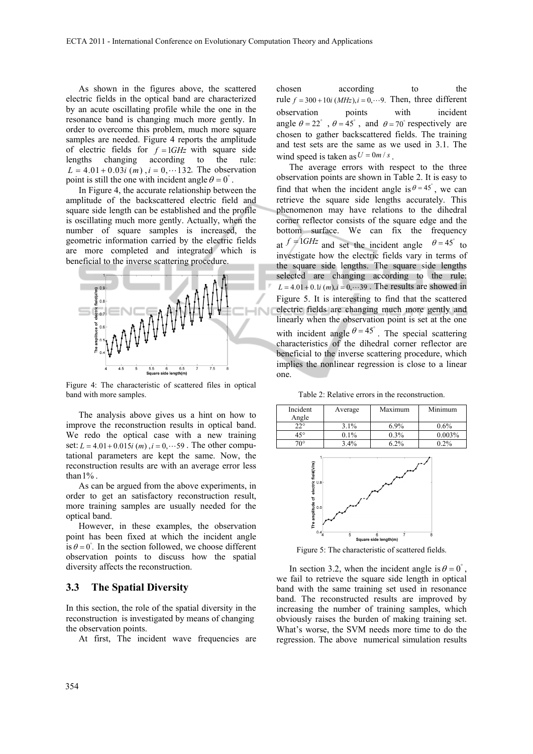As shown in the figures above, the scattered electric fields in the optical band are characterized by an acute oscillating profile while the one in the resonance band is changing much more gently. In order to overcome this problem, much more square samples are needed. Figure 4 reports the amplitude of electric fields for $f = 1GHz$ with square side lengths changing according to the rule: $L = 4.01 + 0.03i\ (m)\ , i = 0, \cdots 132$. The observation point is still the one with incident angle $\theta = 0^{\circ}$.

In Figure 4, the accurate relationship between the amplitude of the backscattered electric field and square side length can be established and the profile is oscillating much more gently. Actually, when the number of square samples is increased, the geometric information carried by the electric fields are more completed and integrated which is beneficial to the inverse scattering procedure.

Figure 4: The characteristic of scattered files in optical band with more samples.

The analysis above gives us a hint on how to improve the reconstruction results in optical band. We redo the optical case with a new training set: $L = 4.01 + 0.015i\ (m)\ , i = 0, \cdots 59$ . The other computational parameters are kept the same. Now, the reconstruction results are with an average error less than $1\%$ .

As can be argued from the above experiments, in order to get an satisfactory reconstruction result, more training samples are usually needed for the optical band.

However, in these examples, the observation point has been fixed at which the incident angle is $\theta = 0^{\circ}$. In the section followed, we choose different observation points to discuss how the spatial diversity affects the reconstruction.

### 3.3 The Spatial Diversity

In this section, the role of the spatial diversity in the reconstruction is investigated by means of changing the observation points.

At first, The incident wave frequencies are chosen according to the rule $f = 300 + 10i\ (MHz), i = 0, \cdots 9$. Then, three different observation points with incident angle $\theta = 22^{\circ}$ , $\theta = 45^{\circ}$ , and $\theta = 70^{\circ}$ respectively are chosen to gather backscattered fields. The training and test sets are the same as we used in 3.1. The wind speed is taken as $U = 0m/s$ .

The average errors with respect to the three observation points are shown in Table 2. It is easy to find that when the incident angle is $\theta = 45^{\circ}$, we can retrieve the square side lengths accurately. This phenomenon may have relations to the dihedral corner reflector consists of the square edge and the bottom surface. We can fix the frequency at $f = 1GHz$ and set the incident angle $\theta = 45^{\circ}$ to investigate how the electric fields vary in terms of the square side lengths. The square side lengths selected are changing according to the rule: $L = 4.01 + 0.1i\ (m), i = 0, \cdots 39$ . The results are showed in Figure 5. It is interesting to find that the scattered electric fields are changing much more gently and linearly when the observation point is set at the one with incident angle $\theta = 45^{\circ}$ . The special scattering characteristics of the dihedral corner reflector are beneficial to the inverse scattering procedure, which implies the nonlinear regression is close to a linear one.

Table 2: Relative errors in the reconstruction.

| Incident Angle | Average | Maximum | Minimum |
|---|---|---|---|
| 22° | 3.1% | 6.9% | 0.6% |
| 45° | 0.1% | 0.3% | 0.003% |
| 70° | 3.4% | 6.2% | 0.2% |

Figure 5: The characteristic of scattered fields.

In section 3.2, when the incident angle is $\theta = 0^{\circ}$ , we fail to retrieve the square side length in optical band with the same training set used in resonance band. The reconstructed results are improved by increasing the number of training samples, which obviously raises the burden of making training set. What's worse, the SVM needs more time to do the regression. The above numerical simulation results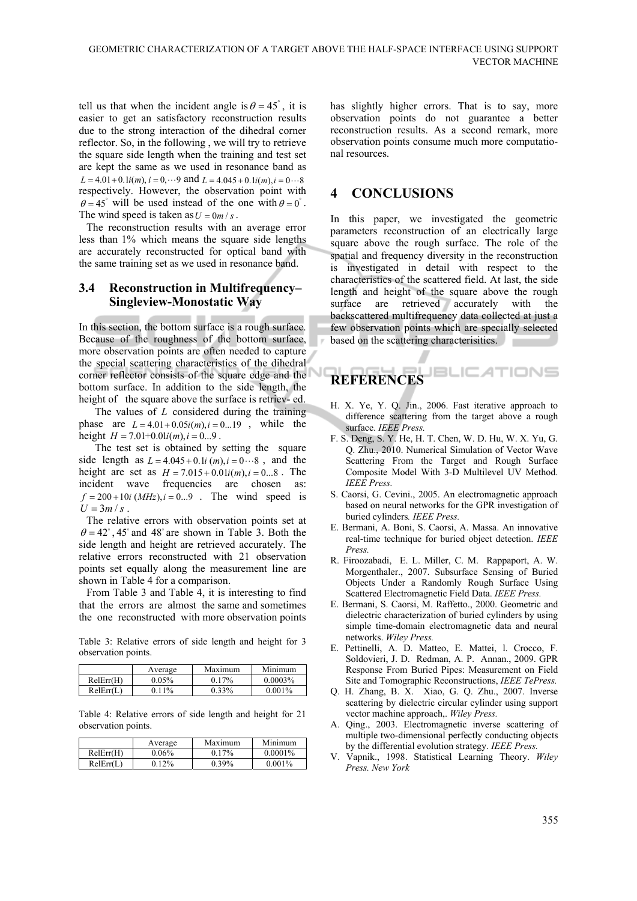tell us that when the incident angle is $\theta = 45^{\circ}$, it is easier to get an satisfactory reconstruction results due to the strong interaction of the dihedral corner reflector. So, in the following , we will try to retrieve the square side length when the training and test set are kept the same as we used in resonance band as $L = 4.01 + 0.1i(m), i = 0,\cdots 9$ and $L = 4.045 + 0.1i(m), i = 0\cdots 8$ respectively. However, the observation point with $\theta = 45^{\circ}$ will be used instead of the one with $\theta = 0^{\circ}$. The wind speed is taken as $U = 0m/s$.

The reconstruction results with an average error less than 1% which means the square side lengths are accurately reconstructed for optical band with the same training set as we used in resonance band.

### 3.4 Reconstruction in Multifrequency–Singleview-Monostatic Way

In this section, the bottom surface is a rough surface. Because of the roughness of the bottom surface, more observation points are often needed to capture the special scattering characteristics of the dihedral corner reflector consists of the square edge and the bottom surface. In addition to the side length, the height of the square above the surface is retriev- ed.

The values of $L$ considered during the training phase are $L = 4.01 + 0.05i(m), i = 0...19$, while the height $H = 7.01 + 0.01i(m), i = 0...9$.

The test set is obtained by setting the square side length as $L = 4.045 + 0.1i\ (m), i = 0\cdots 8$, and the height are set as $H = 7.015 + 0.01i(m), i = 0...8$. The incident wave frequencies are chosen as: $f = 200 + 10i\ (MHz), i = 0...9$. The wind speed is $U = 3m/s$.

The relative errors with observation points set at $\theta = 42^{\circ}$, $45^{\circ}$ and $48^{\circ}$ are shown in Table 3. Both the side length and height are retrieved accurately. The relative errors reconstructed with 21 observation points set equally along the measurement line are shown in Table 4 for a comparison.

From Table 3 and Table 4, it is interesting to find that the errors are almost the same and sometimes the one reconstructed with more observation points has slightly higher errors. That is to say, more observation points do not guarantee a better reconstruction results. As a second remark, more observation points consume much more computational resources.

Table 3: Relative errors of side length and height for 3 observation points.

| | Average | Maximum | Minimum |
|---|---|---|---|
| RelErr(H) | 0.05% | 0.17% | 0.0003% |
| RelErr(L) | 0.11% | 0.33% | 0.001% |

Table 4: Relative errors of side length and height for 21 observation points.

| | Average | Maximum | Minimum |
|---|---|---|---|
| RelErr(H) | 0.06% | 0.17% | 0.0001% |
| RelErr(L) | 0.12% | 0.39% | 0.001% |

## 4 CONCLUSIONS

In this paper, we investigated the geometric parameters reconstruction of an electrically large square above the rough surface. The role of the spatial and frequency diversity in the reconstruction is investigated in detail with respect to the characteristics of the scattered field. At last, the side length and height of the square above the rough surface are retrieved accurately with the backscattered multifrequency data collected at just a few observation points which are specially selected based on the scattering characterisitics.

## REFERENCES

H. X. Ye, Y. Q. Jin., 2006. Fast iterative approach to difference scattering from the target above a rough surface. *IEEE Press.*

F. S. Deng, S. Y. He, H. T. Chen, W. D. Hu, W. X. Yu, G. Q. Zhu., 2010. Numerical Simulation of Vector Wave Scattering From the Target and Rough Surface Composite Model With 3-D Multilevel UV Method. *IEEE Press.*

S. Caorsi, G. Cevini., 2005. An electromagnetic approach based on neural networks for the GPR investigation of buried cylinders*. IEEE Press.*

E. Bermani, A. Boni, S. Caorsi, A. Massa. An innovative real-time technique for buried object detection. *IEEE Press.*

R. Firoozabadi, E. L. Miller, C. M. Rappaport, A. W. Morgenthaler., 2007. Subsurface Sensing of Buried Objects Under a Randomly Rough Surface Using Scattered Electromagnetic Field Data. *IEEE Press.*

E. Bermani, S. Caorsi, M. Raffetto., 2000. Geometric and dielectric characterization of buried cylinders by using simple time-domain electromagnetic data and neural networks. *Wiley Press.*

E. Pettinelli, A. D. Matteo, E. Mattei, l. Crocco, F. Soldovieri, J. D. Redman, A. P. Annan., 2009. GPR Response From Buried Pipes: Measurement on Field Site and Tomographic Reconstructions, *IEEE TePress.*

Q. H. Zhang, B. X. Xiao, G. Q. Zhu., 2007. Inverse scattering by dielectric circular cylinder using support vector machine approach,. *Wiley Press.*

A. Qing., 2003. Electromagnetic inverse scattering of multiple two-dimensional perfectly conducting objects by the differential evolution strategy. *IEEE Press.*

V. Vapnik., 1998. Statistical Learning Theory. *Wiley Press. New York*